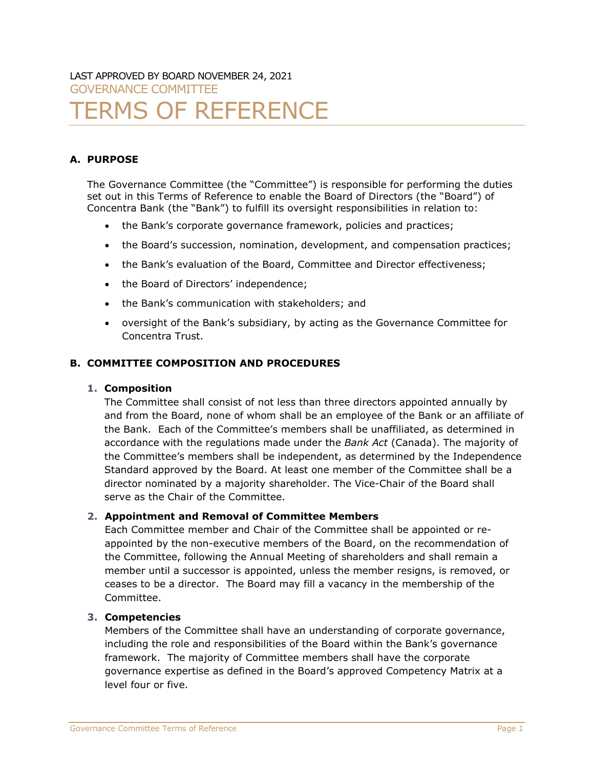LAST APPROVED BY BOARD NOVEMBER 24, 2021

GOVERNANCE COMMITTEE

# TERMS OF REFERENCE

## A. PURPOSE

The Governance Committee (the "Committee") is responsible for performing the duties set out in this Terms of Reference to enable the Board of Directors (the "Board") of Concentra Bank (the "Bank") to fulfill its oversight responsibilities in relation to:

- the Bank's corporate governance framework, policies and practices;
- the Board's succession, nomination, development, and compensation practices;
- the Bank's evaluation of the Board, Committee and Director effectiveness;
- the Board of Directors' independence;
- the Bank's communication with stakeholders; and
- oversight of the Bank's subsidiary, by acting as the Governance Committee for Concentra Trust.

## B. COMMITTEE COMPOSITION AND PROCEDURES

### 1. Composition

The Committee shall consist of not less than three directors appointed annually by and from the Board, none of whom shall be an employee of the Bank or an affiliate of the Bank. Each of the Committee's members shall be unaffiliated, as determined in accordance with the regulations made under the *Bank Act* (Canada). The majority of the Committee's members shall be independent, as determined by the Independence Standard approved by the Board. At least one member of the Committee shall be a director nominated by a majority shareholder. The Vice-Chair of the Board shall serve as the Chair of the Committee.

### 2. Appointment and Removal of Committee Members

Each Committee member and Chair of the Committee shall be appointed or re-appointed by the non-executive members of the Board, on the recommendation of the Committee, following the Annual Meeting of shareholders and shall remain a member until a successor is appointed, unless the member resigns, is removed, or ceases to be a director. The Board may fill a vacancy in the membership of the Committee.

### 3. Competencies

Members of the Committee shall have an understanding of corporate governance, including the role and responsibilities of the Board within the Bank's governance framework. The majority of Committee members shall have the corporate governance expertise as defined in the Board's approved Competency Matrix at a level four or five.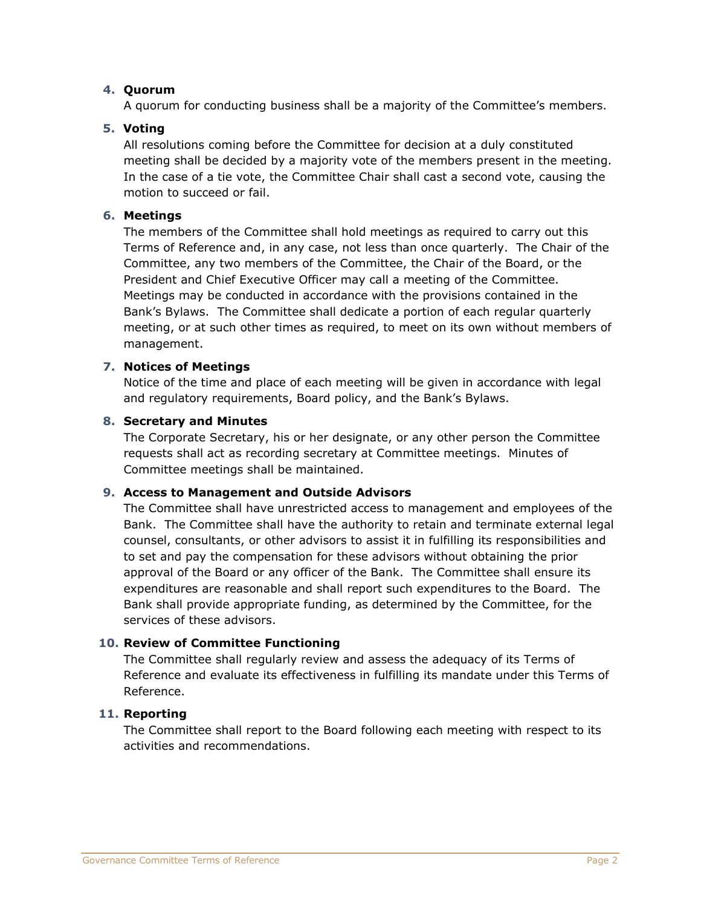**4. Quorum**

A quorum for conducting business shall be a majority of the Committee's members.

**5. Voting**

All resolutions coming before the Committee for decision at a duly constituted meeting shall be decided by a majority vote of the members present in the meeting. In the case of a tie vote, the Committee Chair shall cast a second vote, causing the motion to succeed or fail.

**6. Meetings**

The members of the Committee shall hold meetings as required to carry out this Terms of Reference and, in any case, not less than once quarterly. The Chair of the Committee, any two members of the Committee, the Chair of the Board, or the President and Chief Executive Officer may call a meeting of the Committee. Meetings may be conducted in accordance with the provisions contained in the Bank's Bylaws. The Committee shall dedicate a portion of each regular quarterly meeting, or at such other times as required, to meet on its own without members of management.

**7. Notices of Meetings**

Notice of the time and place of each meeting will be given in accordance with legal and regulatory requirements, Board policy, and the Bank's Bylaws.

**8. Secretary and Minutes**

The Corporate Secretary, his or her designate, or any other person the Committee requests shall act as recording secretary at Committee meetings. Minutes of Committee meetings shall be maintained.

**9. Access to Management and Outside Advisors**

The Committee shall have unrestricted access to management and employees of the Bank. The Committee shall have the authority to retain and terminate external legal counsel, consultants, or other advisors to assist it in fulfilling its responsibilities and to set and pay the compensation for these advisors without obtaining the prior approval of the Board or any officer of the Bank. The Committee shall ensure its expenditures are reasonable and shall report such expenditures to the Board. The Bank shall provide appropriate funding, as determined by the Committee, for the services of these advisors.

**10. Review of Committee Functioning**

The Committee shall regularly review and assess the adequacy of its Terms of Reference and evaluate its effectiveness in fulfilling its mandate under this Terms of Reference.

**11. Reporting**

The Committee shall report to the Board following each meeting with respect to its activities and recommendations.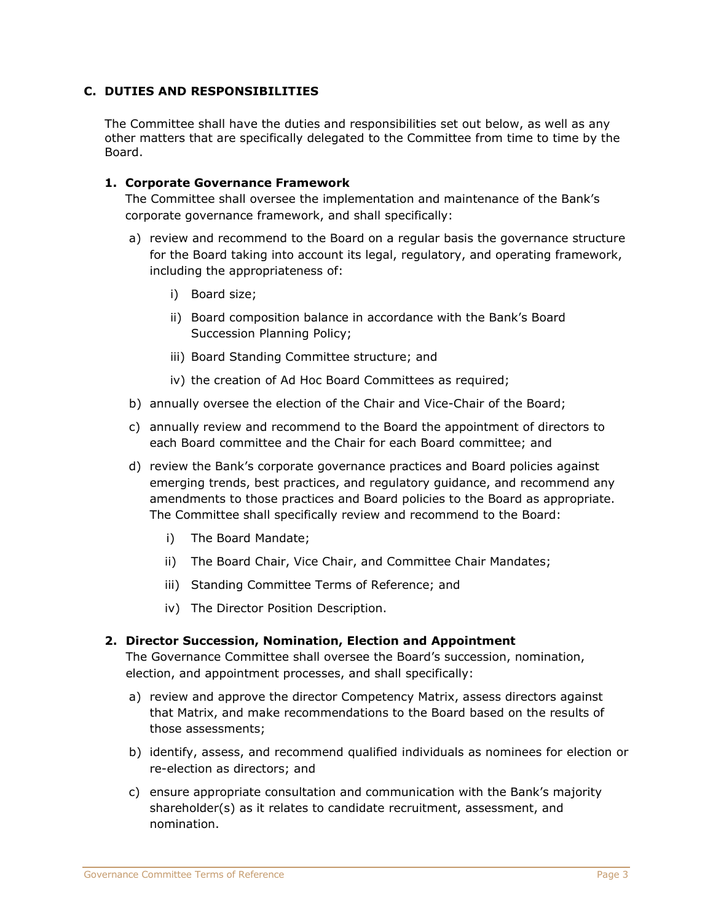## C. DUTIES AND RESPONSIBILITIES

The Committee shall have the duties and responsibilities set out below, as well as any other matters that are specifically delegated to the Committee from time to time by the Board.

### 1. Corporate Governance Framework

The Committee shall oversee the implementation and maintenance of the Bank's corporate governance framework, and shall specifically:

a) review and recommend to the Board on a regular basis the governance structure for the Board taking into account its legal, regulatory, and operating framework, including the appropriateness of:

   i) Board size;

   ii) Board composition balance in accordance with the Bank's Board Succession Planning Policy;

   iii) Board Standing Committee structure; and

   iv) the creation of Ad Hoc Board Committees as required;

b) annually oversee the election of the Chair and Vice-Chair of the Board;

c) annually review and recommend to the Board the appointment of directors to each Board committee and the Chair for each Board committee; and

d) review the Bank's corporate governance practices and Board policies against emerging trends, best practices, and regulatory guidance, and recommend any amendments to those practices and Board policies to the Board as appropriate. The Committee shall specifically review and recommend to the Board:

   i) The Board Mandate;

   ii) The Board Chair, Vice Chair, and Committee Chair Mandates;

   iii) Standing Committee Terms of Reference; and

   iv) The Director Position Description.

### 2. Director Succession, Nomination, Election and Appointment

The Governance Committee shall oversee the Board's succession, nomination, election, and appointment processes, and shall specifically:

a) review and approve the director Competency Matrix, assess directors against that Matrix, and make recommendations to the Board based on the results of those assessments;

b) identify, assess, and recommend qualified individuals as nominees for election or re-election as directors; and

c) ensure appropriate consultation and communication with the Bank's majority shareholder(s) as it relates to candidate recruitment, assessment, and nomination.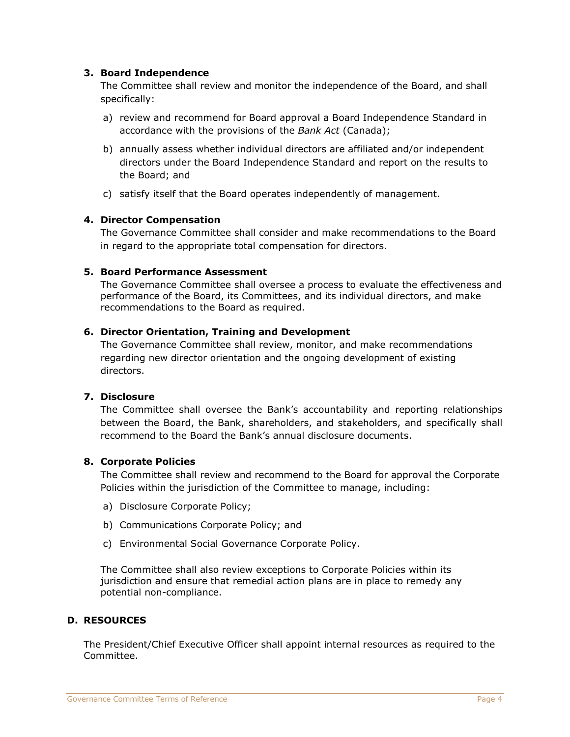### 3. Board Independence

The Committee shall review and monitor the independence of the Board, and shall specifically:

a) review and recommend for Board approval a Board Independence Standard in accordance with the provisions of the *Bank Act* (Canada);

b) annually assess whether individual directors are affiliated and/or independent directors under the Board Independence Standard and report on the results to the Board; and

c) satisfy itself that the Board operates independently of management.

### 4. Director Compensation

The Governance Committee shall consider and make recommendations to the Board in regard to the appropriate total compensation for directors.

### 5. Board Performance Assessment

The Governance Committee shall oversee a process to evaluate the effectiveness and performance of the Board, its Committees, and its individual directors, and make recommendations to the Board as required.

### 6. Director Orientation, Training and Development

The Governance Committee shall review, monitor, and make recommendations regarding new director orientation and the ongoing development of existing directors.

### 7. Disclosure

The Committee shall oversee the Bank's accountability and reporting relationships between the Board, the Bank, shareholders, and stakeholders, and specifically shall recommend to the Board the Bank's annual disclosure documents.

### 8. Corporate Policies

The Committee shall review and recommend to the Board for approval the Corporate Policies within the jurisdiction of the Committee to manage, including:

a) Disclosure Corporate Policy;

b) Communications Corporate Policy; and

c) Environmental Social Governance Corporate Policy.

The Committee shall also review exceptions to Corporate Policies within its jurisdiction and ensure that remedial action plans are in place to remedy any potential non-compliance.

## D. RESOURCES

The President/Chief Executive Officer shall appoint internal resources as required to the Committee.